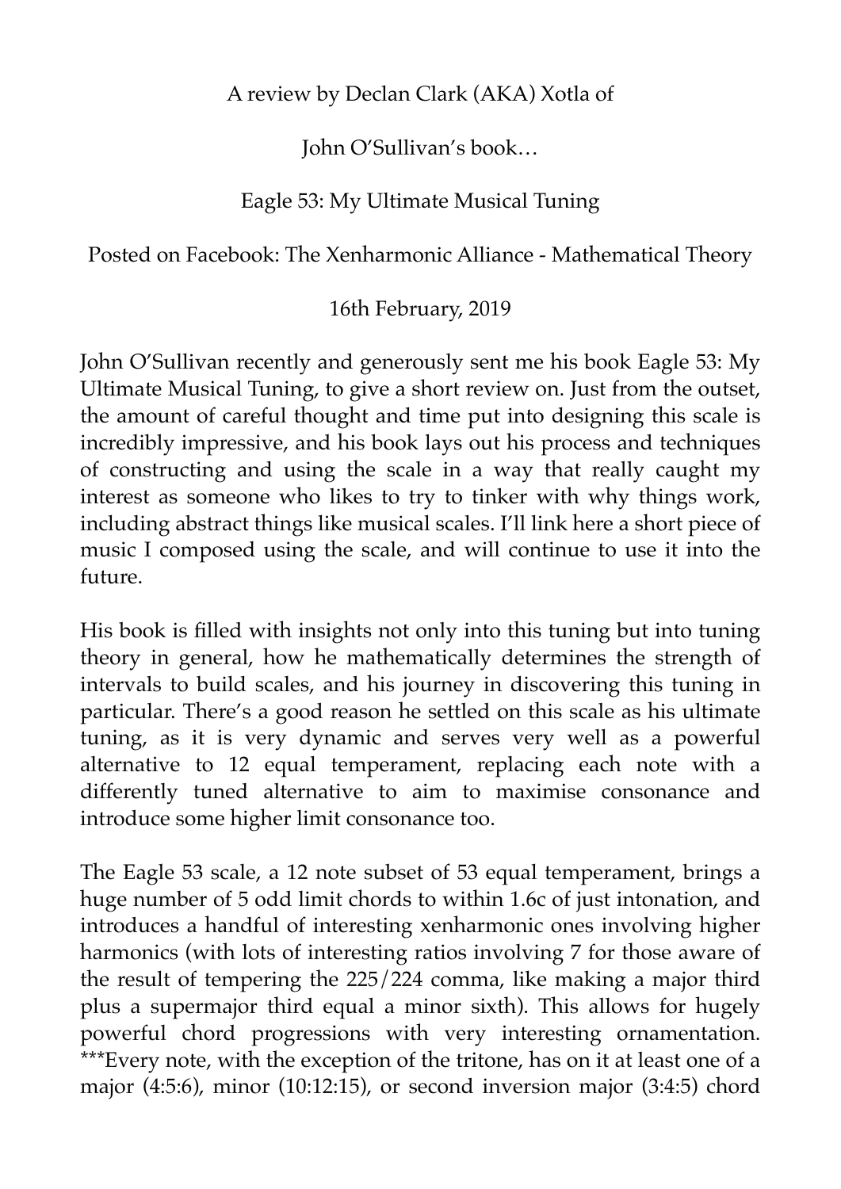A review by Declan Clark (AKA) Xotla of

John O'Sullivan's book…

Eagle 53: My Ultimate Musical Tuning

Posted on Facebook: The Xenharmonic Alliance - Mathematical Theory

16th February, 2019

John O'Sullivan recently and generously sent me his book Eagle 53: My Ultimate Musical Tuning, to give a short review on. Just from the outset, the amount of careful thought and time put into designing this scale is incredibly impressive, and his book lays out his process and techniques of constructing and using the scale in a way that really caught my interest as someone who likes to try to tinker with why things work, including abstract things like musical scales. I'll link here a short piece of music I composed using the scale, and will continue to use it into the future.

His book is filled with insights not only into this tuning but into tuning theory in general, how he mathematically determines the strength of intervals to build scales, and his journey in discovering this tuning in particular. There's a good reason he settled on this scale as his ultimate tuning, as it is very dynamic and serves very well as a powerful alternative to 12 equal temperament, replacing each note with a differently tuned alternative to aim to maximise consonance and introduce some higher limit consonance too.

The Eagle 53 scale, a 12 note subset of 53 equal temperament, brings a huge number of 5 odd limit chords to within 1.6c of just intonation, and introduces a handful of interesting xenharmonic ones involving higher harmonics (with lots of interesting ratios involving 7 for those aware of the result of tempering the 225/224 comma, like making a major third plus a supermajor third equal a minor sixth). This allows for hugely powerful chord progressions with very interesting ornamentation. ***Every note, with the exception of the tritone, has on it at least one of a major (4:5:6), minor (10:12:15), or second inversion major (3:4:5) chord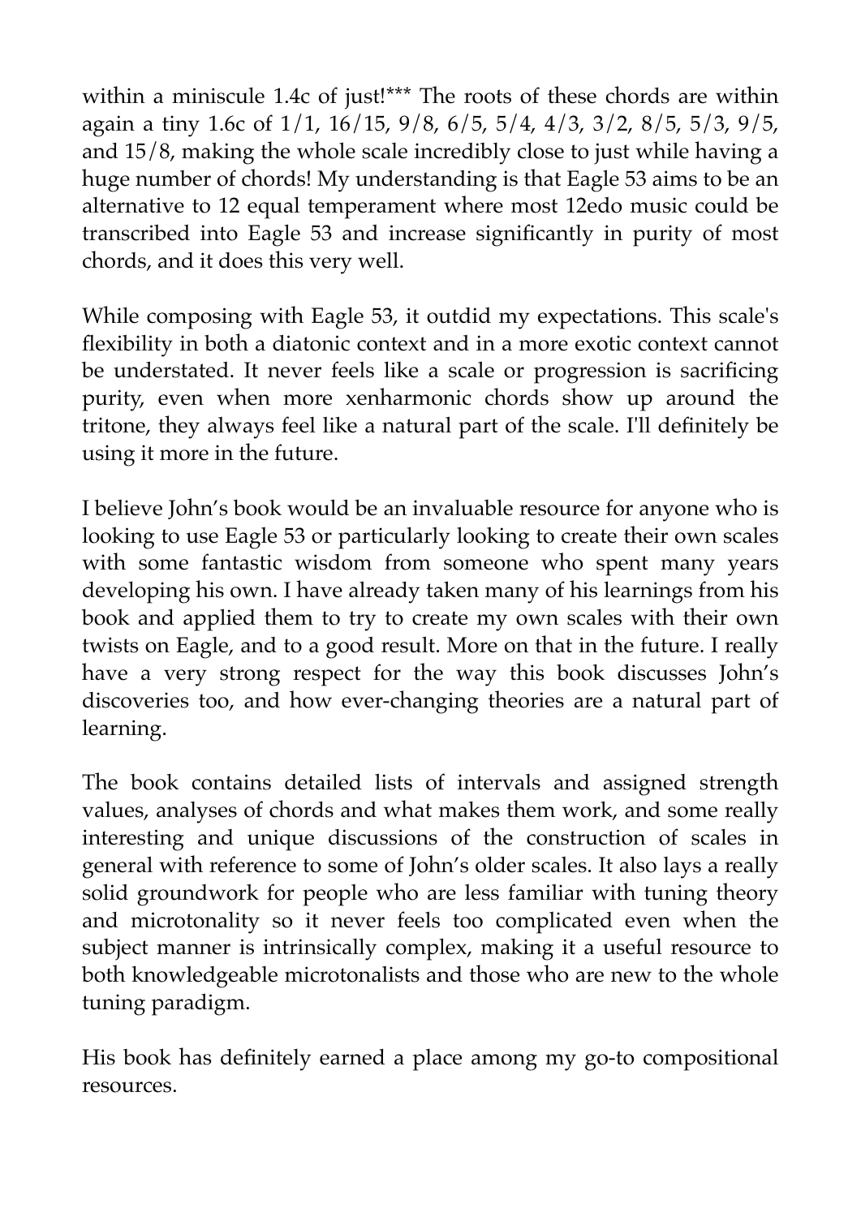within a miniscule 1.4c of just!*** The roots of these chords are within again a tiny 1.6c of 1/1, 16/15, 9/8, 6/5, 5/4, 4/3, 3/2, 8/5, 5/3, 9/5, and 15/8, making the whole scale incredibly close to just while having a huge number of chords! My understanding is that Eagle 53 aims to be an alternative to 12 equal temperament where most 12edo music could be transcribed into Eagle 53 and increase significantly in purity of most chords, and it does this very well.

While composing with Eagle 53, it outdid my expectations. This scale's flexibility in both a diatonic context and in a more exotic context cannot be understated. It never feels like a scale or progression is sacrificing purity, even when more xenharmonic chords show up around the tritone, they always feel like a natural part of the scale. I'll definitely be using it more in the future.

I believe John's book would be an invaluable resource for anyone who is looking to use Eagle 53 or particularly looking to create their own scales with some fantastic wisdom from someone who spent many years developing his own. I have already taken many of his learnings from his book and applied them to try to create my own scales with their own twists on Eagle, and to a good result. More on that in the future. I really have a very strong respect for the way this book discusses John's discoveries too, and how ever-changing theories are a natural part of learning.

The book contains detailed lists of intervals and assigned strength values, analyses of chords and what makes them work, and some really interesting and unique discussions of the construction of scales in general with reference to some of John's older scales. It also lays a really solid groundwork for people who are less familiar with tuning theory and microtonality so it never feels too complicated even when the subject manner is intrinsically complex, making it a useful resource to both knowledgeable microtonalists and those who are new to the whole tuning paradigm.

His book has definitely earned a place among my go-to compositional resources.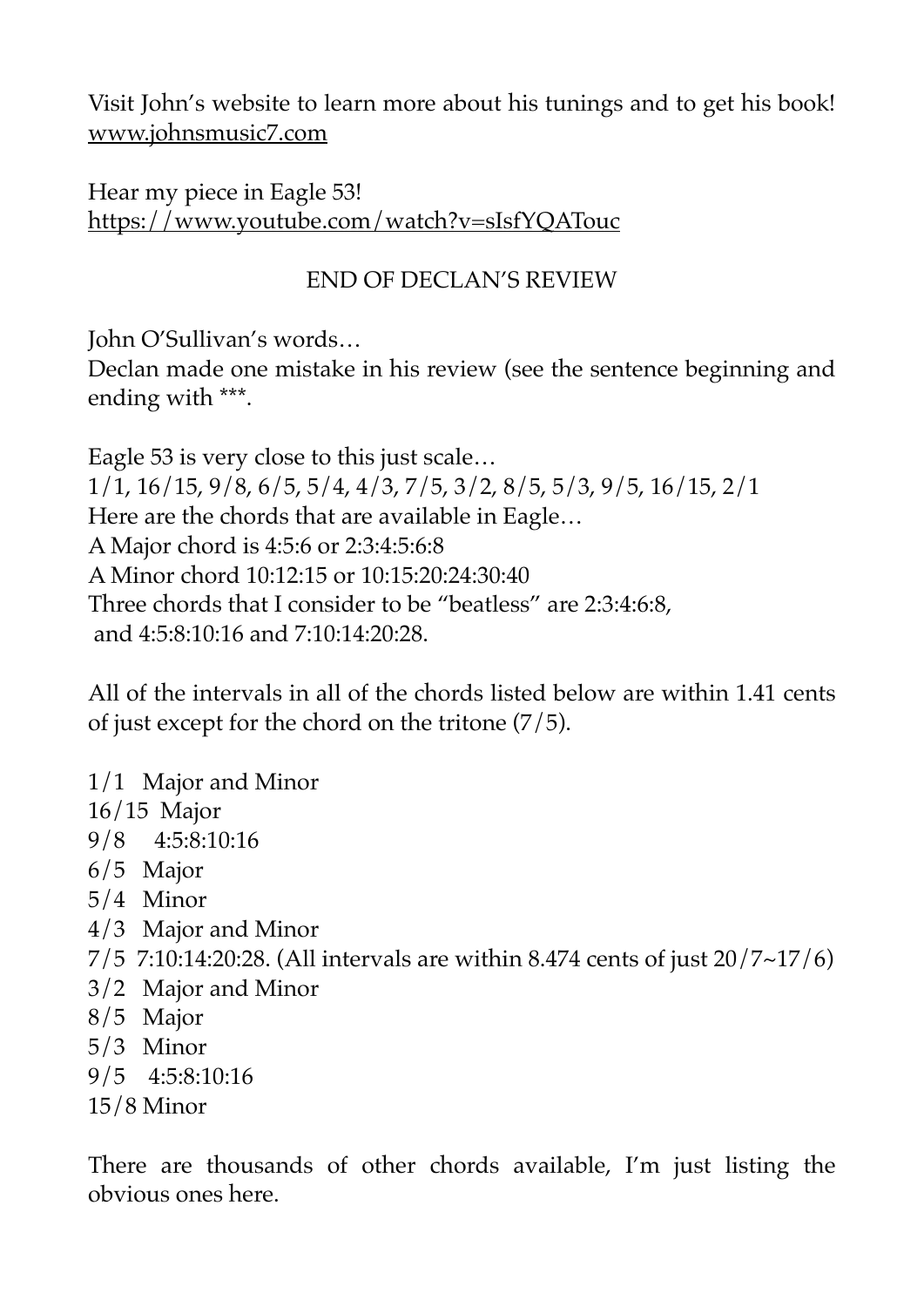Visit John's website to learn more about his tunings and to get his book!
www.johnsmusic7.com

Hear my piece in Eagle 53!
https://www.youtube.com/watch?v=sIsfYQATouc

END OF DECLAN'S REVIEW

John O'Sullivan's words…
Declan made one mistake in his review (see the sentence beginning and ending with ***.

Eagle 53 is very close to this just scale…
1/1, 16/15, 9/8, 6/5, 5/4, 4/3, 7/5, 3/2, 8/5, 5/3, 9/5, 16/15, 2/1
Here are the chords that are available in Eagle…
A Major chord is 4:5:6 or 2:3:4:5:6:8
A Minor chord 10:12:15 or 10:15:20:24:30:40
Three chords that I consider to be "beatless" are 2:3:4:6:8,
and 4:5:8:10:16 and 7:10:14:20:28.

All of the intervals in all of the chords listed below are within 1.41 cents of just except for the chord on the tritone (7/5).

1/1 Major and Minor
16/15 Major
9/8 4:5:8:10:16
6/5 Major
5/4 Minor
4/3 Major and Minor
7/5 7:10:14:20:28. (All intervals are within 8.474 cents of just 20/7~17/6)
3/2 Major and Minor
8/5 Major
5/3 Minor
9/5 4:5:8:10:16
15/8 Minor

There are thousands of other chords available, I'm just listing the obvious ones here.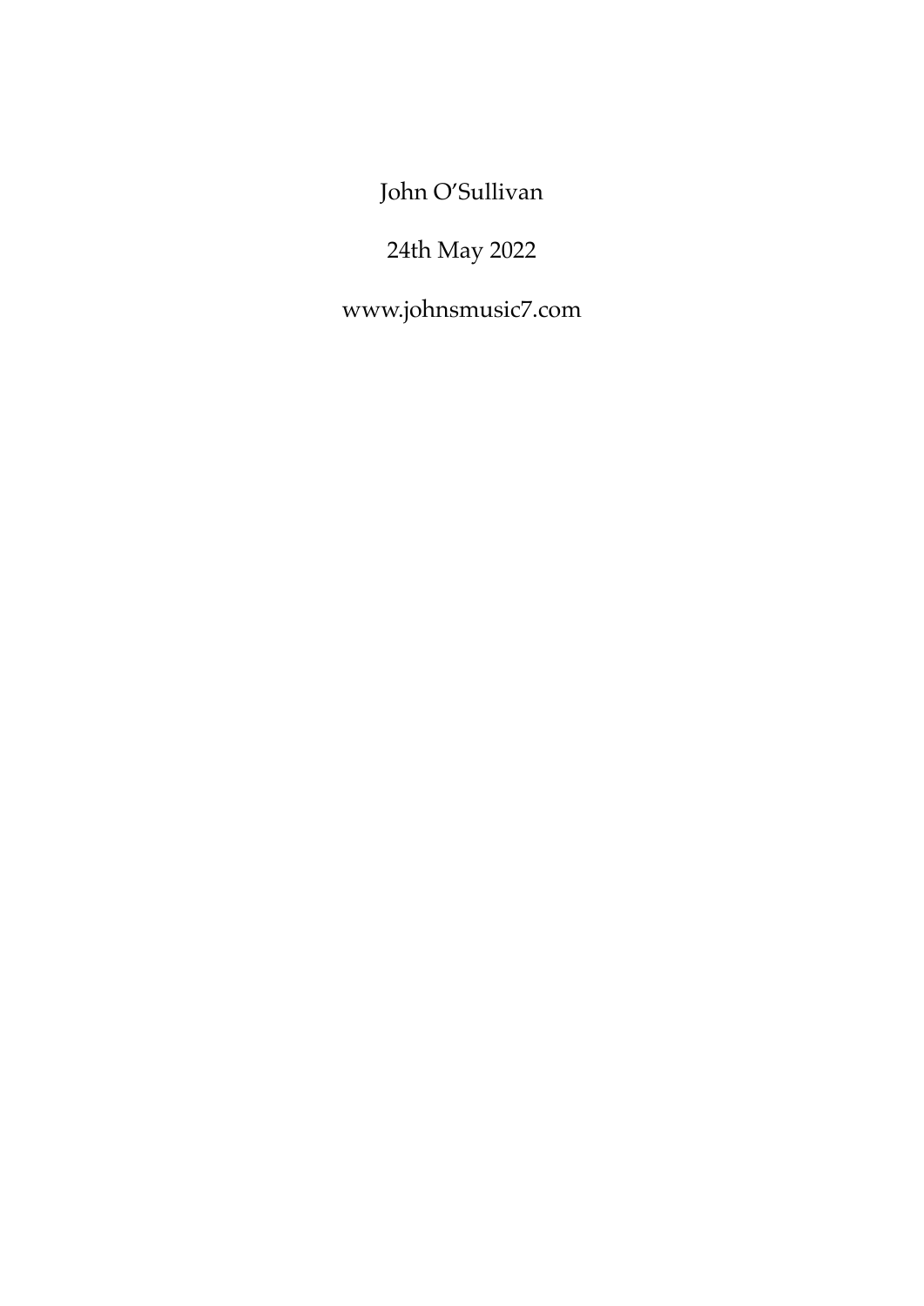John O’Sullivan

24th May 2022

www.johnsmusic7.com